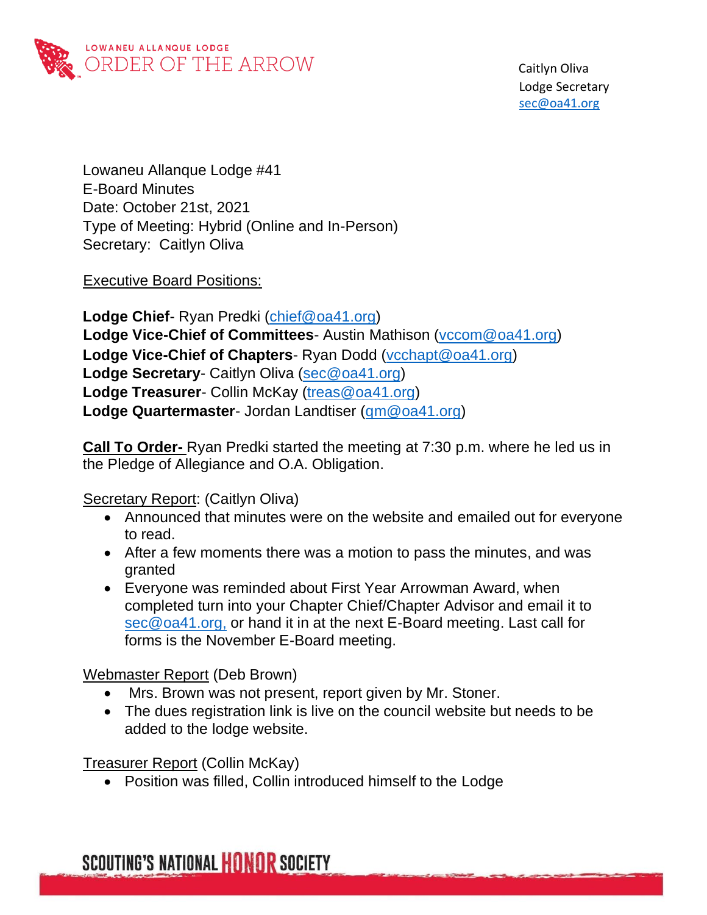LOWANEU ALLANQUE LODGE
ORDER OF THE ARROW

Caitlyn Oliva
Lodge Secretary
sec@oa41.org

Lowaneu Allanque Lodge #41
E-Board Minutes
Date: October 21st, 2021
Type of Meeting: Hybrid (Online and In-Person)
Secretary: Caitlyn Oliva

Executive Board Positions:

**Lodge Chief**- Ryan Predki (chief@oa41.org)
**Lodge Vice-Chief of Committees**- Austin Mathison (vccom@oa41.org)
**Lodge Vice-Chief of Chapters**- Ryan Dodd (vcchapt@oa41.org)
**Lodge Secretary**- Caitlyn Oliva (sec@oa41.org)
**Lodge Treasurer**- Collin McKay (treas@oa41.org)
**Lodge Quartermaster**- Jordan Landtiser (qm@oa41.org)

**Call To Order-** Ryan Predki started the meeting at 7:30 p.m. where he led us in the Pledge of Allegiance and O.A. Obligation.

Secretary Report: (Caitlyn Oliva)

- Announced that minutes were on the website and emailed out for everyone to read.
- After a few moments there was a motion to pass the minutes, and was granted
- Everyone was reminded about First Year Arrowman Award, when completed turn into your Chapter Chief/Chapter Advisor and email it to sec@oa41.org, or hand it in at the next E-Board meeting. Last call for forms is the November E-Board meeting.

Webmaster Report (Deb Brown)

- Mrs. Brown was not present, report given by Mr. Stoner.
- The dues registration link is live on the council website but needs to be added to the lodge website.

Treasurer Report (Collin McKay)

- Position was filled, Collin introduced himself to the Lodge

SCOUTING'S NATIONAL HONOR SOCIETY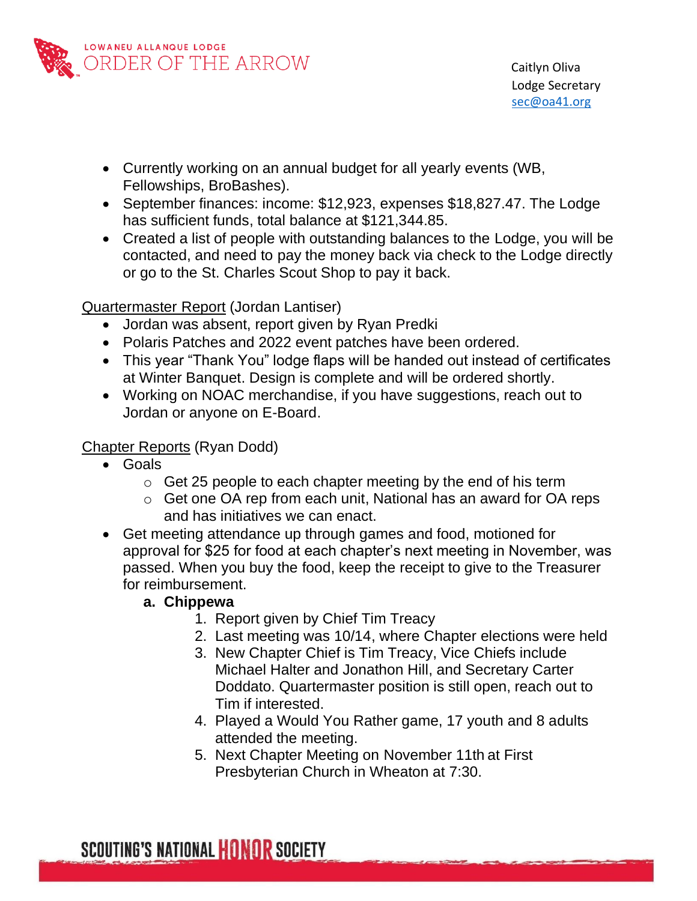- Currently working on an annual budget for all yearly events (WB, Fellowships, BroBashes).
- September finances: income: $12,923, expenses $18,827.47. The Lodge has sufficient funds, total balance at $121,344.85.
- Created a list of people with outstanding balances to the Lodge, you will be contacted, and need to pay the money back via check to the Lodge directly or go to the St. Charles Scout Shop to pay it back.

<u>Quartermaster Report</u> (Jordan Lantiser)

- Jordan was absent, report given by Ryan Predki
- Polaris Patches and 2022 event patches have been ordered.
- This year "Thank You" lodge flaps will be handed out instead of certificates at Winter Banquet. Design is complete and will be ordered shortly.
- Working on NOAC merchandise, if you have suggestions, reach out to Jordan or anyone on E-Board.

<u>Chapter Reports</u> (Ryan Dodd)

- Goals
  - Get 25 people to each chapter meeting by the end of his term
  - Get one OA rep from each unit, National has an award for OA reps and has initiatives we can enact.
- Get meeting attendance up through games and food, motioned for approval for $25 for food at each chapter's next meeting in November, was passed. When you buy the food, keep the receipt to give to the Treasurer for reimbursement.

  **a. Chippewa**
    1. Report given by Chief Tim Treacy
    2. Last meeting was 10/14, where Chapter elections were held
    3. New Chapter Chief is Tim Treacy, Vice Chiefs include Michael Halter and Jonathon Hill, and Secretary Carter Doddato. Quartermaster position is still open, reach out to Tim if interested.
    4. Played a Would You Rather game, 17 youth and 8 adults attended the meeting.
    5. Next Chapter Meeting on November 11th at First Presbyterian Church in Wheaton at 7:30.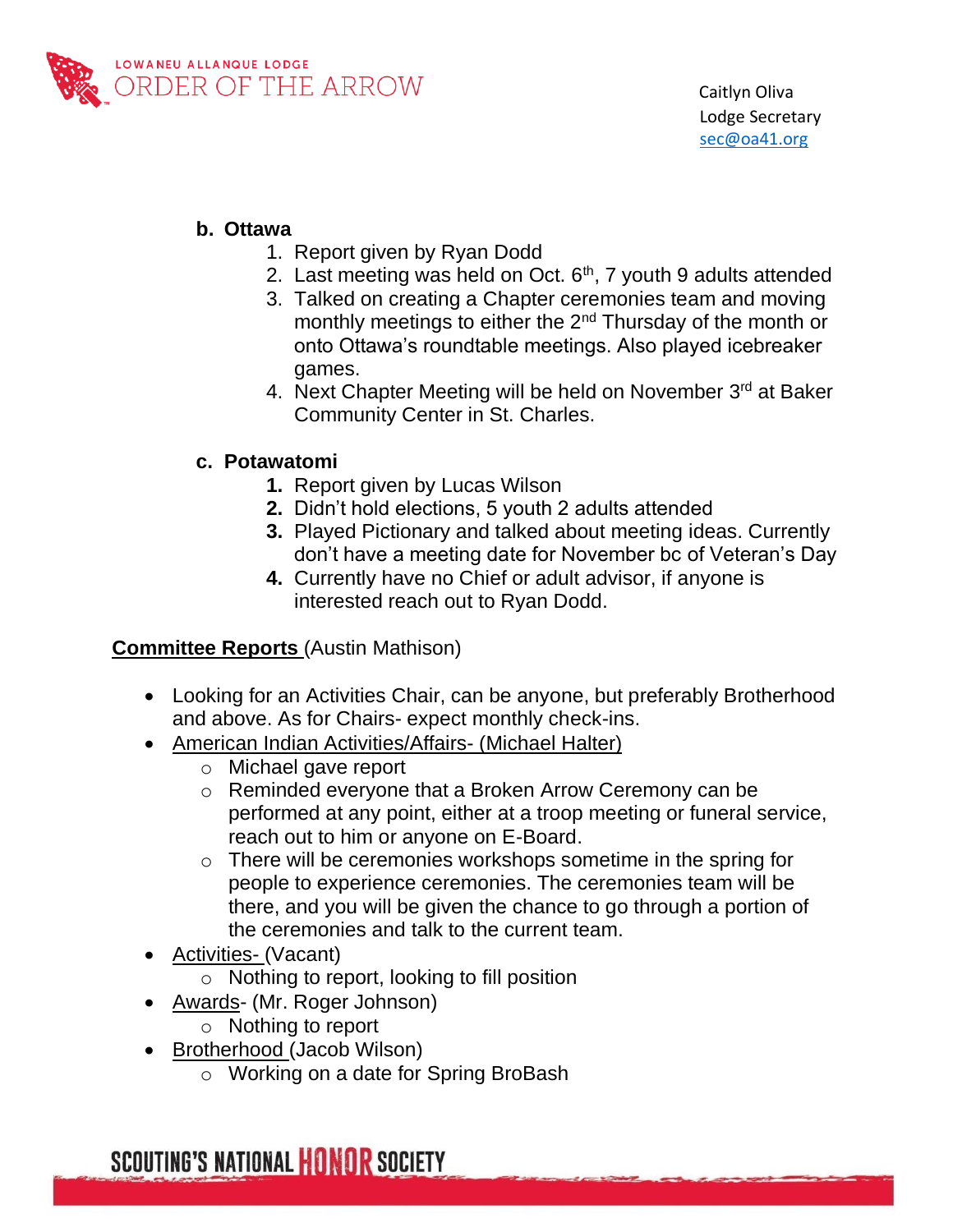**b. Ottawa**

1. Report given by Ryan Dodd
2. Last meeting was held on Oct. 6th, 7 youth 9 adults attended
3. Talked on creating a Chapter ceremonies team and moving monthly meetings to either the 2nd Thursday of the month or onto Ottawa's roundtable meetings. Also played icebreaker games.
4. Next Chapter Meeting will be held on November 3rd at Baker Community Center in St. Charles.

**c. Potawatomi**

1. Report given by Lucas Wilson
2. Didn't hold elections, 5 youth 2 adults attended
3. Played Pictionary and talked about meeting ideas. Currently don't have a meeting date for November bc of Veteran's Day
4. Currently have no Chief or adult advisor, if anyone is interested reach out to Ryan Dodd.

**Committee Reports** (Austin Mathison)

- Looking for an Activities Chair, can be anyone, but preferably Brotherhood and above. As for Chairs- expect monthly check-ins.
- American Indian Activities/Affairs- (Michael Halter)
  - Michael gave report
  - Reminded everyone that a Broken Arrow Ceremony can be performed at any point, either at a troop meeting or funeral service, reach out to him or anyone on E-Board.
  - There will be ceremonies workshops sometime in the spring for people to experience ceremonies. The ceremonies team will be there, and you will be given the chance to go through a portion of the ceremonies and talk to the current team.
- Activities- (Vacant)
  - Nothing to report, looking to fill position
- Awards- (Mr. Roger Johnson)
  - Nothing to report
- Brotherhood (Jacob Wilson)
  - Working on a date for Spring BroBash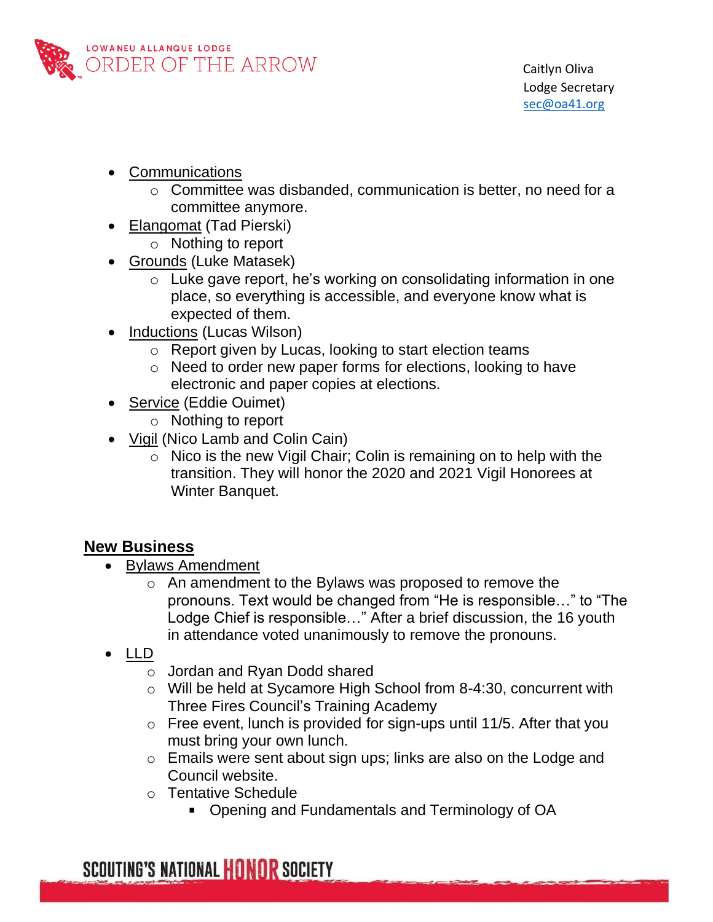- Communications
    - Committee was disbanded, communication is better, no need for a committee anymore.
- Elangomat (Tad Pierski)
    - Nothing to report
- Grounds (Luke Matasek)
    - Luke gave report, he's working on consolidating information in one place, so everything is accessible, and everyone know what is expected of them.
- Inductions (Lucas Wilson)
    - Report given by Lucas, looking to start election teams
    - Need to order new paper forms for elections, looking to have electronic and paper copies at elections.
- Service (Eddie Ouimet)
    - Nothing to report
- Vigil (Nico Lamb and Colin Cain)
    - Nico is the new Vigil Chair; Colin is remaining on to help with the transition. They will honor the 2020 and 2021 Vigil Honorees at Winter Banquet.

## New Business

- Bylaws Amendment
    - An amendment to the Bylaws was proposed to remove the pronouns. Text would be changed from "He is responsible…" to "The Lodge Chief is responsible…" After a brief discussion, the 16 youth in attendance voted unanimously to remove the pronouns.
- LLD
    - Jordan and Ryan Dodd shared
    - Will be held at Sycamore High School from 8-4:30, concurrent with Three Fires Council's Training Academy
    - Free event, lunch is provided for sign-ups until 11/5. After that you must bring your own lunch.
    - Emails were sent about sign ups; links are also on the Lodge and Council website.
    - Tentative Schedule
        - Opening and Fundamentals and Terminology of OA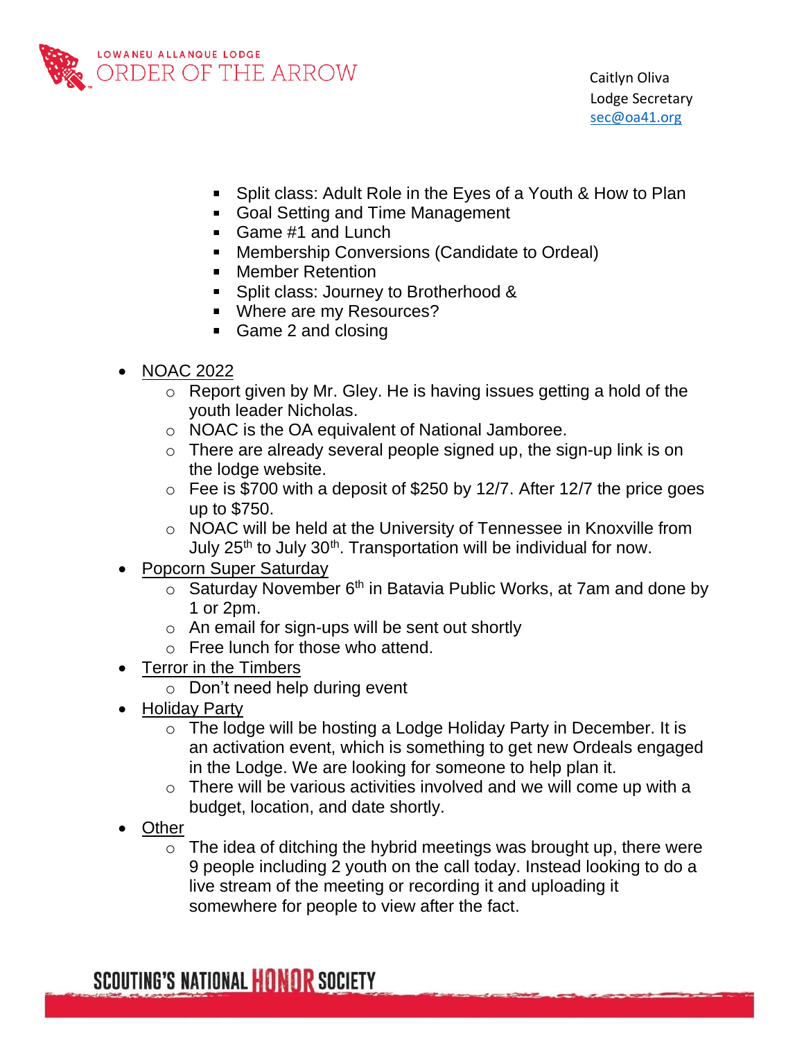- Split class: Adult Role in the Eyes of a Youth & How to Plan
- Goal Setting and Time Management
- Game #1 and Lunch
- Membership Conversions (Candidate to Ordeal)
- Member Retention
- Split class: Journey to Brotherhood &
- Where are my Resources?
- Game 2 and closing

- NOAC 2022
  - Report given by Mr. Gley. He is having issues getting a hold of the youth leader Nicholas.
  - NOAC is the OA equivalent of National Jamboree.
  - There are already several people signed up, the sign-up link is on the lodge website.
  - Fee is $700 with a deposit of $250 by 12/7. After 12/7 the price goes up to $750.
  - NOAC will be held at the University of Tennessee in Knoxville from July 25th to July 30th. Transportation will be individual for now.
- Popcorn Super Saturday
  - Saturday November 6th in Batavia Public Works, at 7am and done by 1 or 2pm.
  - An email for sign-ups will be sent out shortly
  - Free lunch for those who attend.
- Terror in the Timbers
  - Don't need help during event
- Holiday Party
  - The lodge will be hosting a Lodge Holiday Party in December. It is an activation event, which is something to get new Ordeals engaged in the Lodge. We are looking for someone to help plan it.
  - There will be various activities involved and we will come up with a budget, location, and date shortly.
- Other
  - The idea of ditching the hybrid meetings was brought up, there were 9 people including 2 youth on the call today. Instead looking to do a live stream of the meeting or recording it and uploading it somewhere for people to view after the fact.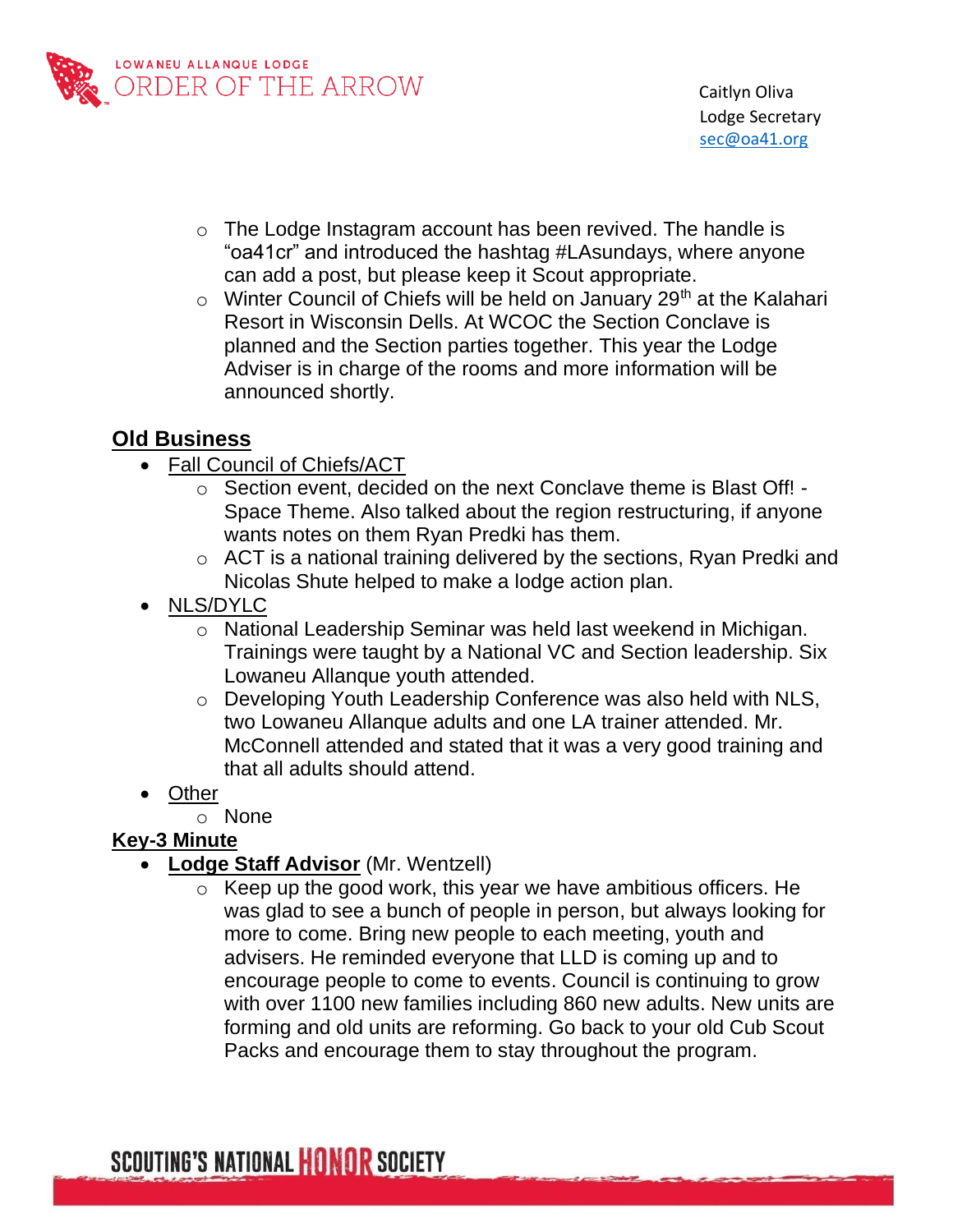- The Lodge Instagram account has been revived. The handle is "oa41cr" and introduced the hashtag #LAsundays, where anyone can add a post, but please keep it Scout appropriate.
- Winter Council of Chiefs will be held on January 29th at the Kalahari Resort in Wisconsin Dells. At WCOC the Section Conclave is planned and the Section parties together. This year the Lodge Adviser is in charge of the rooms and more information will be announced shortly.

## Old Business

- Fall Council of Chiefs/ACT
  - Section event, decided on the next Conclave theme is Blast Off! - Space Theme. Also talked about the region restructuring, if anyone wants notes on them Ryan Predki has them.
  - ACT is a national training delivered by the sections, Ryan Predki and Nicolas Shute helped to make a lodge action plan.
- NLS/DYLC
  - National Leadership Seminar was held last weekend in Michigan. Trainings were taught by a National VC and Section leadership. Six Lowaneu Allanque youth attended.
  - Developing Youth Leadership Conference was also held with NLS, two Lowaneu Allanque adults and one LA trainer attended. Mr. McConnell attended and stated that it was a very good training and that all adults should attend.
- Other
  - None

## Key-3 Minute

- **Lodge Staff Advisor** (Mr. Wentzell)
  - Keep up the good work, this year we have ambitious officers. He was glad to see a bunch of people in person, but always looking for more to come. Bring new people to each meeting, youth and advisers. He reminded everyone that LLD is coming up and to encourage people to come to events. Council is continuing to grow with over 1100 new families including 860 new adults. New units are forming and old units are reforming. Go back to your old Cub Scout Packs and encourage them to stay throughout the program.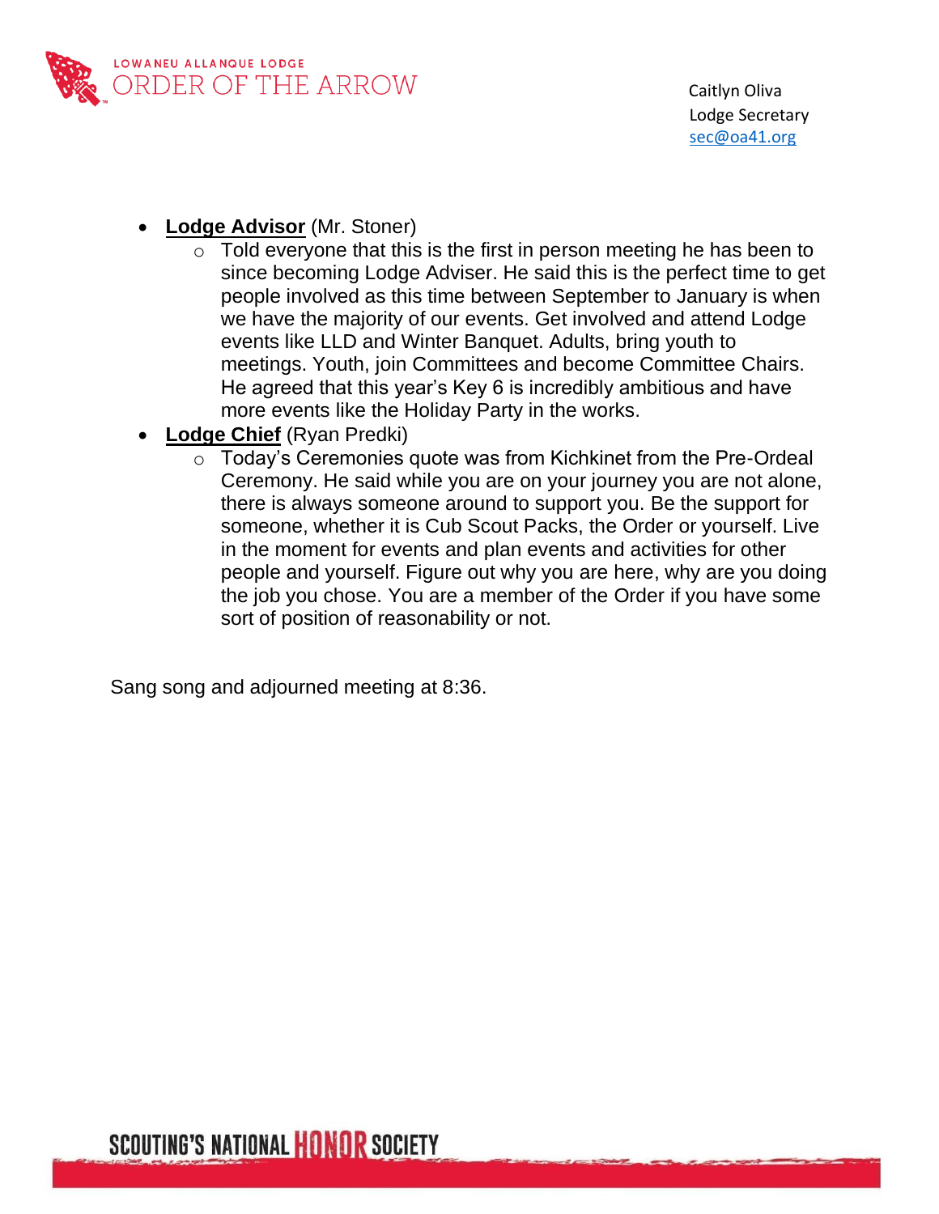- **Lodge Advisor** (Mr. Stoner)
  - Told everyone that this is the first in person meeting he has been to since becoming Lodge Adviser. He said this is the perfect time to get people involved as this time between September to January is when we have the majority of our events. Get involved and attend Lodge events like LLD and Winter Banquet. Adults, bring youth to meetings. Youth, join Committees and become Committee Chairs. He agreed that this year's Key 6 is incredibly ambitious and have more events like the Holiday Party in the works.
- **Lodge Chief** (Ryan Predki)
  - Today's Ceremonies quote was from Kichkinet from the Pre-Ordeal Ceremony. He said while you are on your journey you are not alone, there is always someone around to support you. Be the support for someone, whether it is Cub Scout Packs, the Order or yourself. Live in the moment for events and plan events and activities for other people and yourself. Figure out why you are here, why are you doing the job you chose. You are a member of the Order if you have some sort of position of reasonability or not.

Sang song and adjourned meeting at 8:36.